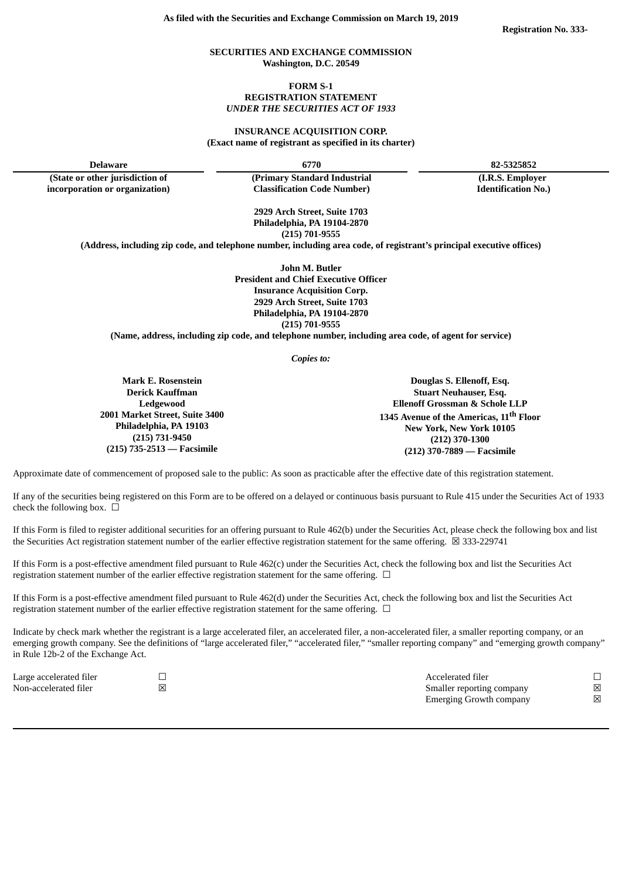As filed with the Securities and Exchange Commission on March 19, 2019

**Registration No. 333-**

**SECURITIES AND EXCHANGE COMMISSION**
**Washington, D.C. 20549**

**FORM S-1**
**REGISTRATION STATEMENT**
***UNDER THE SECURITIES ACT OF 1933***

**INSURANCE ACQUISITION CORP.**
**(Exact name of registrant as specified in its charter)**

| Delaware | 6770 | 82-5325852 |
|---|---|---|
| (State or other jurisdiction of incorporation or organization) | (Primary Standard Industrial Classification Code Number) | (I.R.S. Employer Identification No.) |

**2929 Arch Street, Suite 1703**
**Philadelphia, PA 19104-2870**
**(215) 701-9555**
**(Address, including zip code, and telephone number, including area code, of registrant's principal executive offices)**

**John M. Butler**
**President and Chief Executive Officer**
**Insurance Acquisition Corp.**
**2929 Arch Street, Suite 1703**
**Philadelphia, PA 19104-2870**
**(215) 701-9555**
**(Name, address, including zip code, and telephone number, including area code, of agent for service)**

***Copies to:***

| Mark E. Rosenstein<br>Derick Kauffman<br>Ledgewood<br>2001 Market Street, Suite 3400<br>Philadelphia, PA 19103<br>(215) 731-9450<br>(215) 735-2513 — Facsimile | Douglas S. Ellenoff, Esq.<br>Stuart Neuhauser, Esq.<br>Ellenoff Grossman & Schole LLP<br>1345 Avenue of the Americas, 11th Floor<br>New York, New York 10105<br>(212) 370-1300<br>(212) 370-7889 — Facsimile |
|---|---|

Approximate date of commencement of proposed sale to the public: As soon as practicable after the effective date of this registration statement.

If any of the securities being registered on this Form are to be offered on a delayed or continuous basis pursuant to Rule 415 under the Securities Act of 1933 check the following box. ☐

If this Form is filed to register additional securities for an offering pursuant to Rule 462(b) under the Securities Act, please check the following box and list the Securities Act registration statement number of the earlier effective registration statement for the same offering. ☒ 333-229741

If this Form is a post-effective amendment filed pursuant to Rule 462(c) under the Securities Act, check the following box and list the Securities Act registration statement number of the earlier effective registration statement for the same offering. ☐

If this Form is a post-effective amendment filed pursuant to Rule 462(d) under the Securities Act, check the following box and list the Securities Act registration statement number of the earlier effective registration statement for the same offering. ☐

Indicate by check mark whether the registrant is a large accelerated filer, an accelerated filer, a non-accelerated filer, a smaller reporting company, or an emerging growth company. See the definitions of "large accelerated filer," "accelerated filer," "smaller reporting company" and "emerging growth company" in Rule 12b-2 of the Exchange Act.

| | | | |
|---|---|---|---|
| Large accelerated filer | ☐ | Accelerated filer | ☐ |
| Non-accelerated filer | ☒ | Smaller reporting company | ☒ |
| | | Emerging Growth company | ☒ |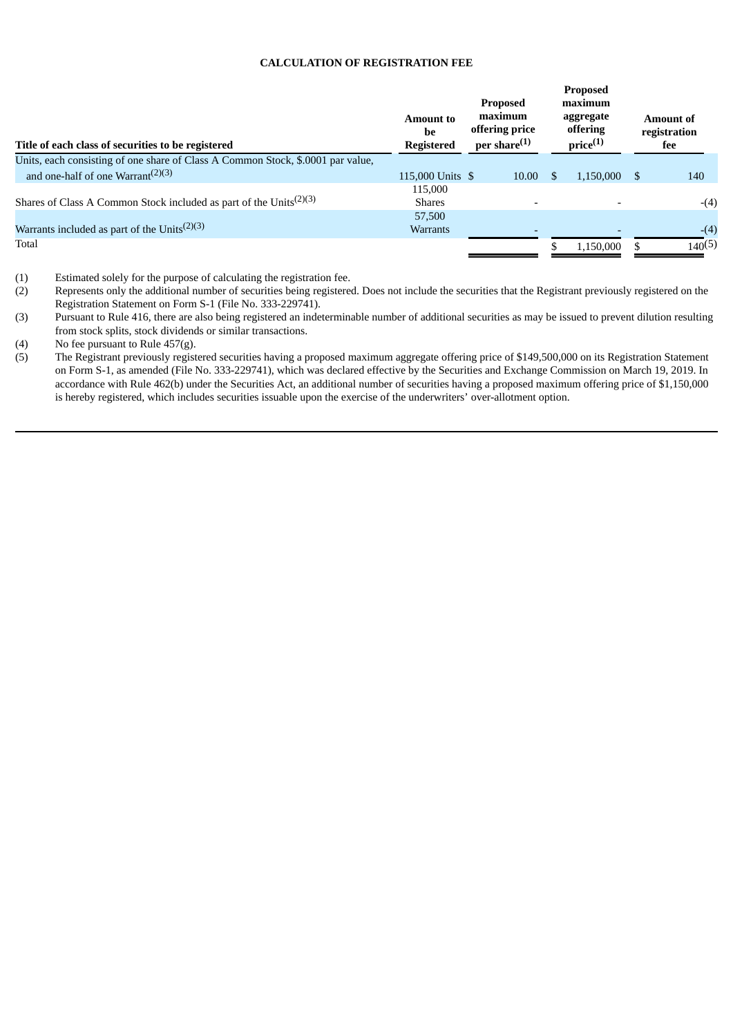**CALCULATION OF REGISTRATION FEE**

| Title of each class of securities to be registered | Amount to be Registered | Proposed maximum offering price per share(1) | Proposed maximum aggregate offering price(1) | Amount of registration fee |
|---|---|---|---|---|
| Units, each consisting of one share of Class A Common Stock, $.0001 par value, and one-half of one Warrant(2)(3) | 115,000 Units | $ 10.00 | $ 1,150,000 | $ 140 |
| Shares of Class A Common Stock included as part of the Units(2)(3) | 115,000 Shares | - | - | -(4) |
| Warrants included as part of the Units(2)(3) | 57,500 Warrants | - | - | -(4) |
| Total | | | $ 1,150,000 | $ 140(5) |

(1) Estimated solely for the purpose of calculating the registration fee.

(2) Represents only the additional number of securities being registered. Does not include the securities that the Registrant previously registered on the Registration Statement on Form S-1 (File No. 333-229741).

(3) Pursuant to Rule 416, there are also being registered an indeterminable number of additional securities as may be issued to prevent dilution resulting from stock splits, stock dividends or similar transactions.

(4) No fee pursuant to Rule 457(g).

(5) The Registrant previously registered securities having a proposed maximum aggregate offering price of $149,500,000 on its Registration Statement on Form S-1, as amended (File No. 333-229741), which was declared effective by the Securities and Exchange Commission on March 19, 2019. In accordance with Rule 462(b) under the Securities Act, an additional number of securities having a proposed maximum offering price of $1,150,000 is hereby registered, which includes securities issuable upon the exercise of the underwriters' over-allotment option.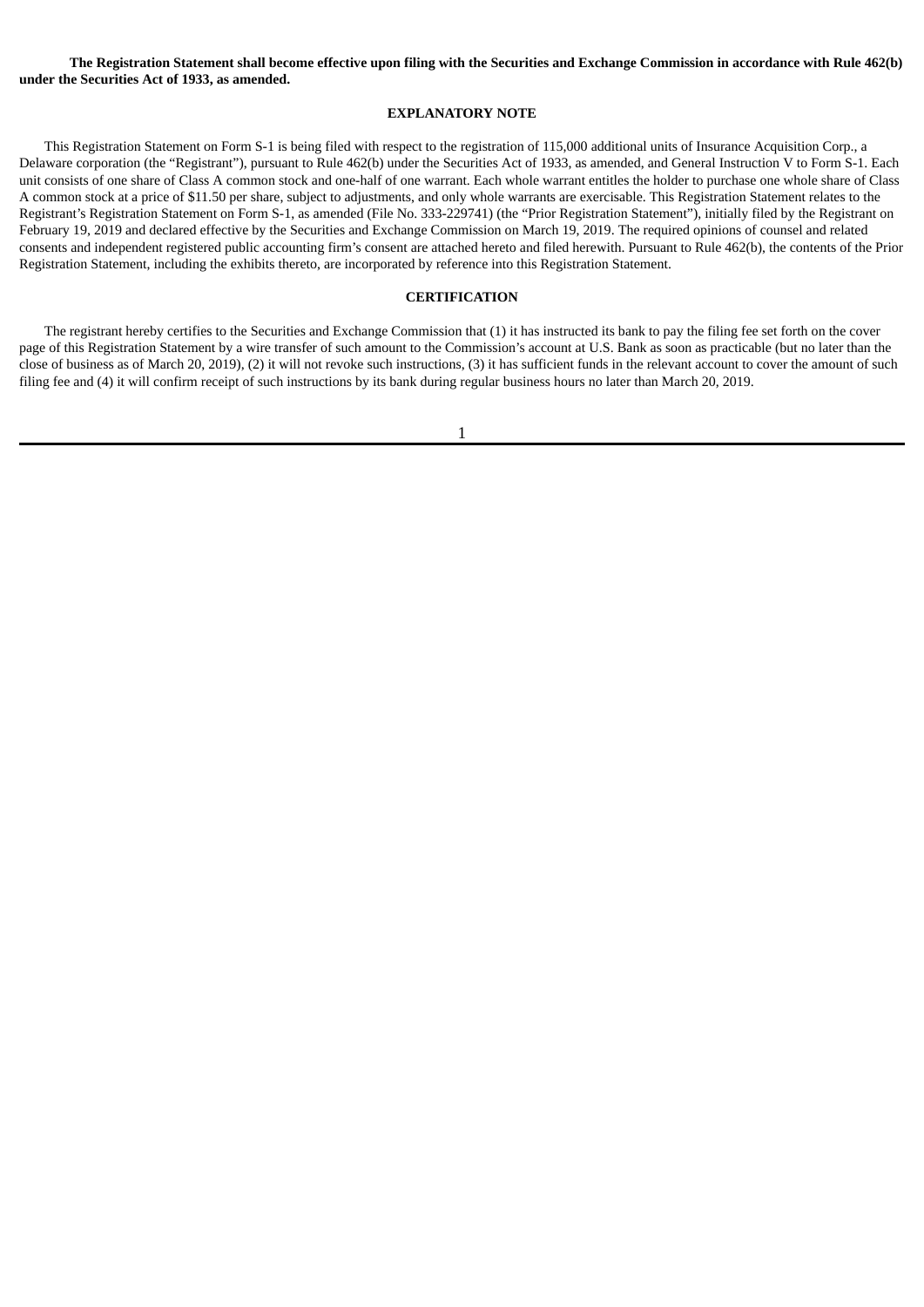**The Registration Statement shall become effective upon filing with the Securities and Exchange Commission in accordance with Rule 462(b) under the Securities Act of 1933, as amended.**

## EXPLANATORY NOTE

This Registration Statement on Form S-1 is being filed with respect to the registration of 115,000 additional units of Insurance Acquisition Corp., a Delaware corporation (the "Registrant"), pursuant to Rule 462(b) under the Securities Act of 1933, as amended, and General Instruction V to Form S-1. Each unit consists of one share of Class A common stock and one-half of one warrant. Each whole warrant entitles the holder to purchase one whole share of Class A common stock at a price of $11.50 per share, subject to adjustments, and only whole warrants are exercisable. This Registration Statement relates to the Registrant's Registration Statement on Form S-1, as amended (File No. 333-229741) (the "Prior Registration Statement"), initially filed by the Registrant on February 19, 2019 and declared effective by the Securities and Exchange Commission on March 19, 2019. The required opinions of counsel and related consents and independent registered public accounting firm's consent are attached hereto and filed herewith. Pursuant to Rule 462(b), the contents of the Prior Registration Statement, including the exhibits thereto, are incorporated by reference into this Registration Statement.

## CERTIFICATION

The registrant hereby certifies to the Securities and Exchange Commission that (1) it has instructed its bank to pay the filing fee set forth on the cover page of this Registration Statement by a wire transfer of such amount to the Commission's account at U.S. Bank as soon as practicable (but no later than the close of business as of March 20, 2019), (2) it will not revoke such instructions, (3) it has sufficient funds in the relevant account to cover the amount of such filing fee and (4) it will confirm receipt of such instructions by its bank during regular business hours no later than March 20, 2019.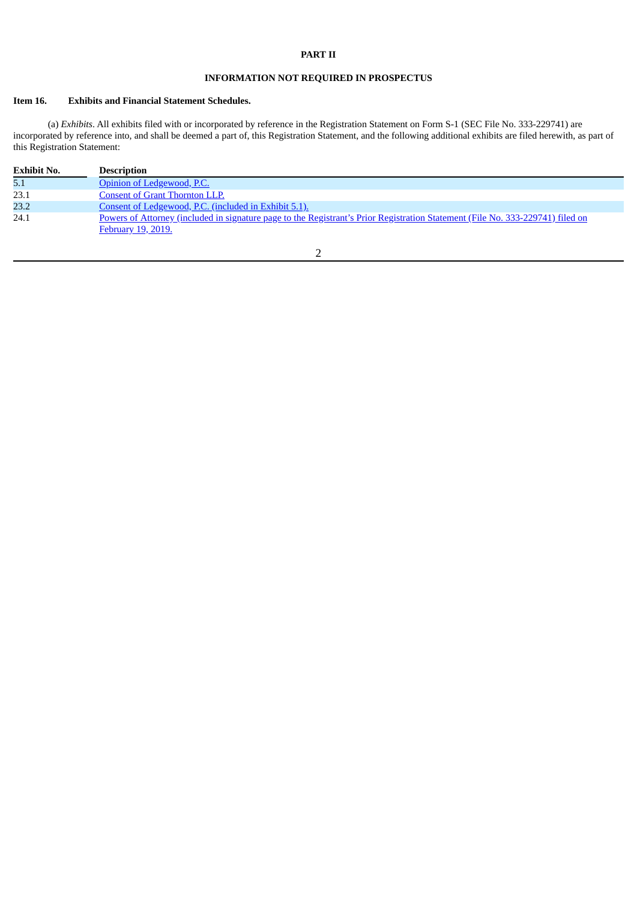# PART II

## INFORMATION NOT REQUIRED IN PROSPECTUS

### Item 16. Exhibits and Financial Statement Schedules.

(a) *Exhibits*. All exhibits filed with or incorporated by reference in the Registration Statement on Form S-1 (SEC File No. 333-229741) are incorporated by reference into, and shall be deemed a part of, this Registration Statement, and the following additional exhibits are filed herewith, as part of this Registration Statement:

| Exhibit No. | Description |
| --- | --- |
| 5.1 | Opinion of Ledgewood, P.C. |
| 23.1 | Consent of Grant Thornton LLP. |
| 23.2 | Consent of Ledgewood, P.C. (included in Exhibit 5.1). |
| 24.1 | Powers of Attorney (included in signature page to the Registrant's Prior Registration Statement (File No. 333-229741) filed on February 19, 2019. |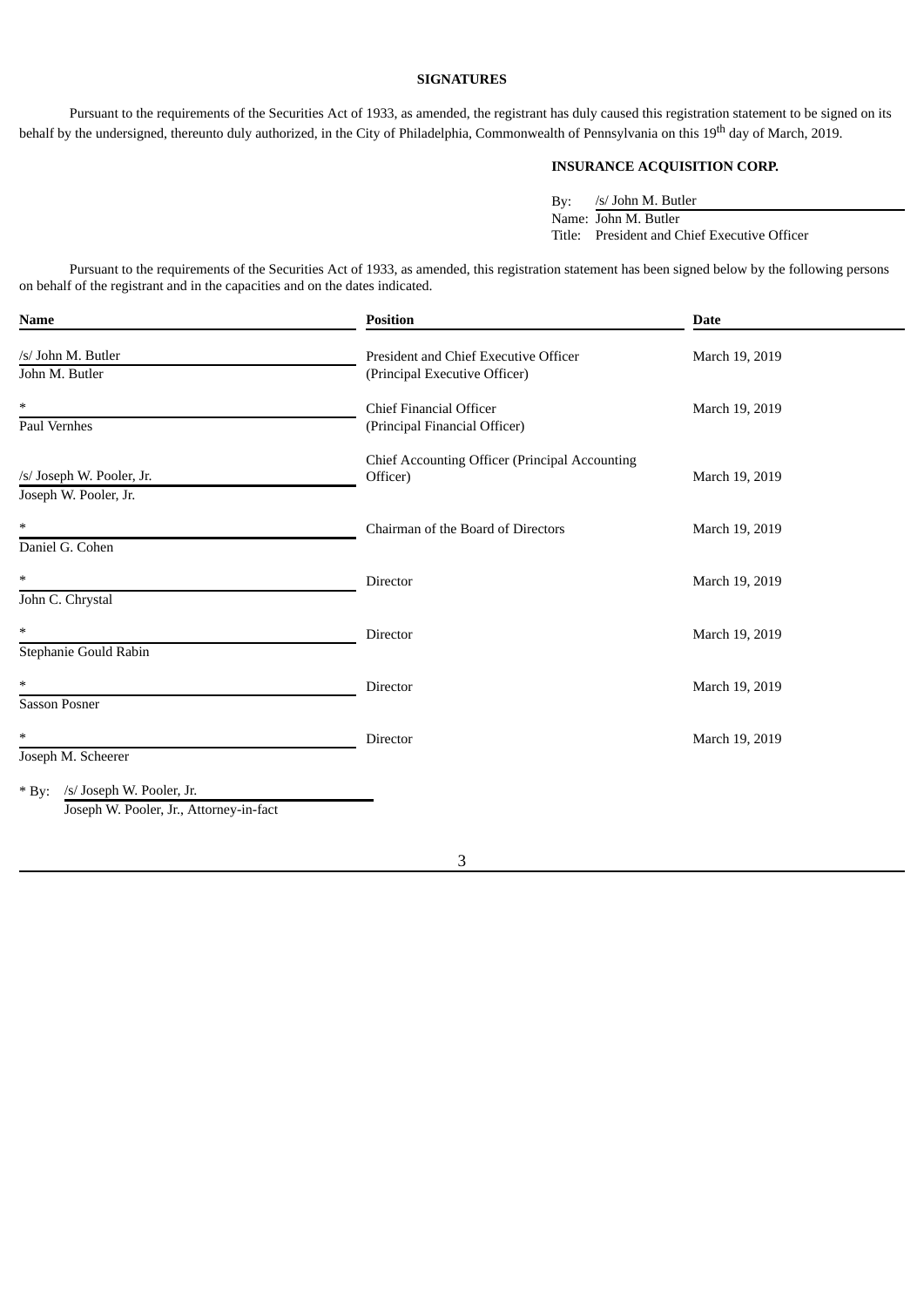## SIGNATURES

Pursuant to the requirements of the Securities Act of 1933, as amended, the registrant has duly caused this registration statement to be signed on its behalf by the undersigned, thereunto duly authorized, in the City of Philadelphia, Commonwealth of Pennsylvania on this 19th day of March, 2019.

**INSURANCE ACQUISITION CORP.**

By: /s/ John M. Butler
Name: John M. Butler
Title: President and Chief Executive Officer

Pursuant to the requirements of the Securities Act of 1933, as amended, this registration statement has been signed below by the following persons on behalf of the registrant and in the capacities and on the dates indicated.

| Name | Position | Date |
|---|---|---|
| /s/ John M. Butler<br>John M. Butler | President and Chief Executive Officer<br>(Principal Executive Officer) | March 19, 2019 |
| *<br>Paul Vernhes | Chief Financial Officer<br>(Principal Financial Officer) | March 19, 2019 |
| /s/ Joseph W. Pooler, Jr.<br>Joseph W. Pooler, Jr. | Chief Accounting Officer (Principal Accounting Officer) | March 19, 2019 |
| *<br>Daniel G. Cohen | Chairman of the Board of Directors | March 19, 2019 |
| *<br>John C. Chrystal | Director | March 19, 2019 |
| *<br>Stephanie Gould Rabin | Director | March 19, 2019 |
| *<br>Sasson Posner | Director | March 19, 2019 |
| *<br>Joseph M. Scheerer | Director | March 19, 2019 |

* By: /s/ Joseph W. Pooler, Jr.
Joseph W. Pooler, Jr., Attorney-in-fact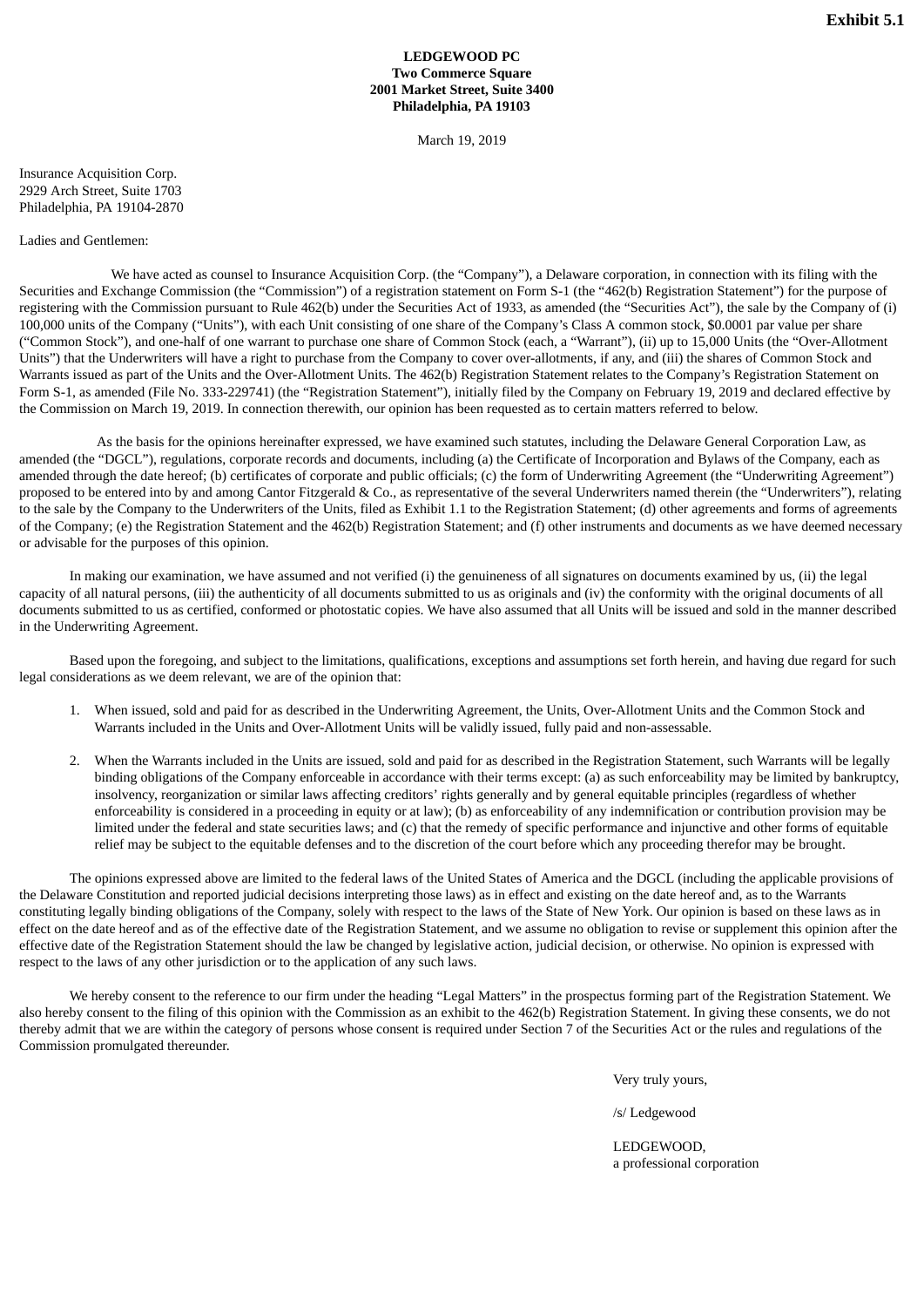**Exhibit 5.1**

**LEDGEWOOD PC**
**Two Commerce Square**
**2001 Market Street, Suite 3400**
**Philadelphia, PA 19103**

March 19, 2019

Insurance Acquisition Corp.
2929 Arch Street, Suite 1703
Philadelphia, PA 19104-2870

Ladies and Gentlemen:

We have acted as counsel to Insurance Acquisition Corp. (the "Company"), a Delaware corporation, in connection with its filing with the Securities and Exchange Commission (the "Commission") of a registration statement on Form S-1 (the "462(b) Registration Statement") for the purpose of registering with the Commission pursuant to Rule 462(b) under the Securities Act of 1933, as amended (the "Securities Act"), the sale by the Company of (i) 100,000 units of the Company ("Units"), with each Unit consisting of one share of the Company's Class A common stock, $0.0001 par value per share ("Common Stock"), and one-half of one warrant to purchase one share of Common Stock (each, a "Warrant"), (ii) up to 15,000 Units (the "Over-Allotment Units") that the Underwriters will have a right to purchase from the Company to cover over-allotments, if any, and (iii) the shares of Common Stock and Warrants issued as part of the Units and the Over-Allotment Units. The 462(b) Registration Statement relates to the Company's Registration Statement on Form S-1, as amended (File No. 333-229741) (the "Registration Statement"), initially filed by the Company on February 19, 2019 and declared effective by the Commission on March 19, 2019. In connection therewith, our opinion has been requested as to certain matters referred to below.

As the basis for the opinions hereinafter expressed, we have examined such statutes, including the Delaware General Corporation Law, as amended (the "DGCL"), regulations, corporate records and documents, including (a) the Certificate of Incorporation and Bylaws of the Company, each as amended through the date hereof; (b) certificates of corporate and public officials; (c) the form of Underwriting Agreement (the "Underwriting Agreement") proposed to be entered into by and among Cantor Fitzgerald & Co., as representative of the several Underwriters named therein (the "Underwriters"), relating to the sale by the Company to the Underwriters of the Units, filed as Exhibit 1.1 to the Registration Statement; (d) other agreements and forms of agreements of the Company; (e) the Registration Statement and the 462(b) Registration Statement; and (f) other instruments and documents as we have deemed necessary or advisable for the purposes of this opinion.

In making our examination, we have assumed and not verified (i) the genuineness of all signatures on documents examined by us, (ii) the legal capacity of all natural persons, (iii) the authenticity of all documents submitted to us as originals and (iv) the conformity with the original documents of all documents submitted to us as certified, conformed or photostatic copies. We have also assumed that all Units will be issued and sold in the manner described in the Underwriting Agreement.

Based upon the foregoing, and subject to the limitations, qualifications, exceptions and assumptions set forth herein, and having due regard for such legal considerations as we deem relevant, we are of the opinion that:

1. When issued, sold and paid for as described in the Underwriting Agreement, the Units, Over-Allotment Units and the Common Stock and Warrants included in the Units and Over-Allotment Units will be validly issued, fully paid and non-assessable.

2. When the Warrants included in the Units are issued, sold and paid for as described in the Registration Statement, such Warrants will be legally binding obligations of the Company enforceable in accordance with their terms except: (a) as such enforceability may be limited by bankruptcy, insolvency, reorganization or similar laws affecting creditors' rights generally and by general equitable principles (regardless of whether enforceability is considered in a proceeding in equity or at law); (b) as enforceability of any indemnification or contribution provision may be limited under the federal and state securities laws; and (c) that the remedy of specific performance and injunctive and other forms of equitable relief may be subject to the equitable defenses and to the discretion of the court before which any proceeding therefor may be brought.

The opinions expressed above are limited to the federal laws of the United States of America and the DGCL (including the applicable provisions of the Delaware Constitution and reported judicial decisions interpreting those laws) as in effect and existing on the date hereof and, as to the Warrants constituting legally binding obligations of the Company, solely with respect to the laws of the State of New York. Our opinion is based on these laws as in effect on the date hereof and as of the effective date of the Registration Statement, and we assume no obligation to revise or supplement this opinion after the effective date of the Registration Statement should the law be changed by legislative action, judicial decision, or otherwise. No opinion is expressed with respect to the laws of any other jurisdiction or to the application of any such laws.

We hereby consent to the reference to our firm under the heading "Legal Matters" in the prospectus forming part of the Registration Statement. We also hereby consent to the filing of this opinion with the Commission as an exhibit to the 462(b) Registration Statement. In giving these consents, we do not thereby admit that we are within the category of persons whose consent is required under Section 7 of the Securities Act or the rules and regulations of the Commission promulgated thereunder.

Very truly yours,

/s/ Ledgewood

LEDGEWOOD,
a professional corporation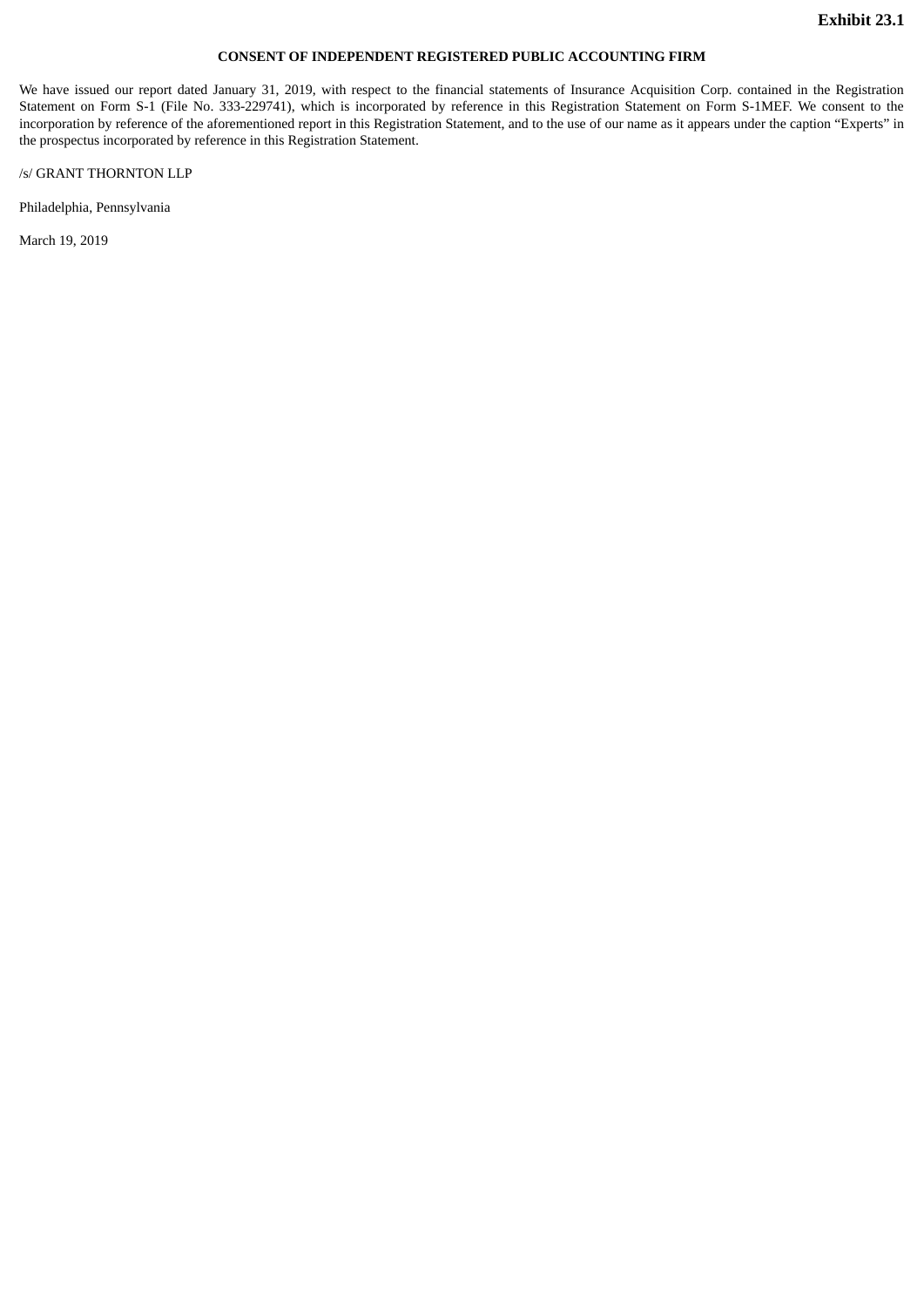**Exhibit 23.1**

**CONSENT OF INDEPENDENT REGISTERED PUBLIC ACCOUNTING FIRM**

We have issued our report dated January 31, 2019, with respect to the financial statements of Insurance Acquisition Corp. contained in the Registration Statement on Form S-1 (File No. 333-229741), which is incorporated by reference in this Registration Statement on Form S-1MEF. We consent to the incorporation by reference of the aforementioned report in this Registration Statement, and to the use of our name as it appears under the caption “Experts” in the prospectus incorporated by reference in this Registration Statement.

/s/ GRANT THORNTON LLP

Philadelphia, Pennsylvania

March 19, 2019